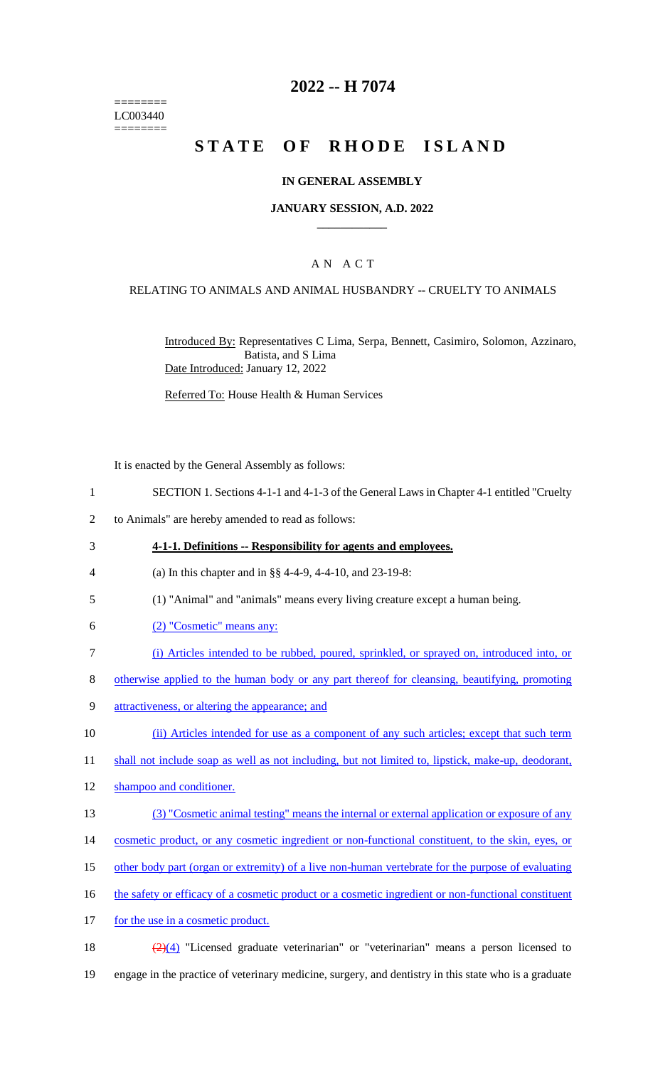========
LC003440
========

# 2022 -- H 7074

# STATE OF RHODE ISLAND

## IN GENERAL ASSEMBLY

### JANUARY SESSION, A.D. 2022

### A N A C T

RELATING TO ANIMALS AND ANIMAL HUSBANDRY -- CRUELTY TO ANIMALS

Introduced By: Representatives C Lima, Serpa, Bennett, Casimiro, Solomon, Azzinaro, Batista, and S Lima

Date Introduced: January 12, 2022

Referred To: House Health & Human Services

It is enacted by the General Assembly as follows:

1 SECTION 1. Sections 4-1-1 and 4-1-3 of the General Laws in Chapter 4-1 entitled "Cruelty
2 to Animals" are hereby amended to read as follows:

3 **4-1-1. Definitions -- Responsibility for agents and employees.**

4 (a) In this chapter and in §§ 4-4-9, 4-4-10, and 23-19-8:

5 (1) "Animal" and "animals" means every living creature except a human being.

6 (2) "Cosmetic" means any:

7 (i) Articles intended to be rubbed, poured, sprinkled, or sprayed on, introduced into, or
8 otherwise applied to the human body or any part thereof for cleansing, beautifying, promoting
9 attractiveness, or altering the appearance; and

10 (ii) Articles intended for use as a component of any such articles; except that such term
11 shall not include soap as well as not including, but not limited to, lipstick, make-up, deodorant,
12 shampoo and conditioner.

13 (3) "Cosmetic animal testing" means the internal or external application or exposure of any
14 cosmetic product, or any cosmetic ingredient or non-functional constituent, to the skin, eyes, or
15 other body part (organ or extremity) of a live non-human vertebrate for the purpose of evaluating
16 the safety or efficacy of a cosmetic product or a cosmetic ingredient or non-functional constituent
17 for the use in a cosmetic product.

18 ~~(2)~~(4) "Licensed graduate veterinarian" or "veterinarian" means a person licensed to
19 engage in the practice of veterinary medicine, surgery, and dentistry in this state who is a graduate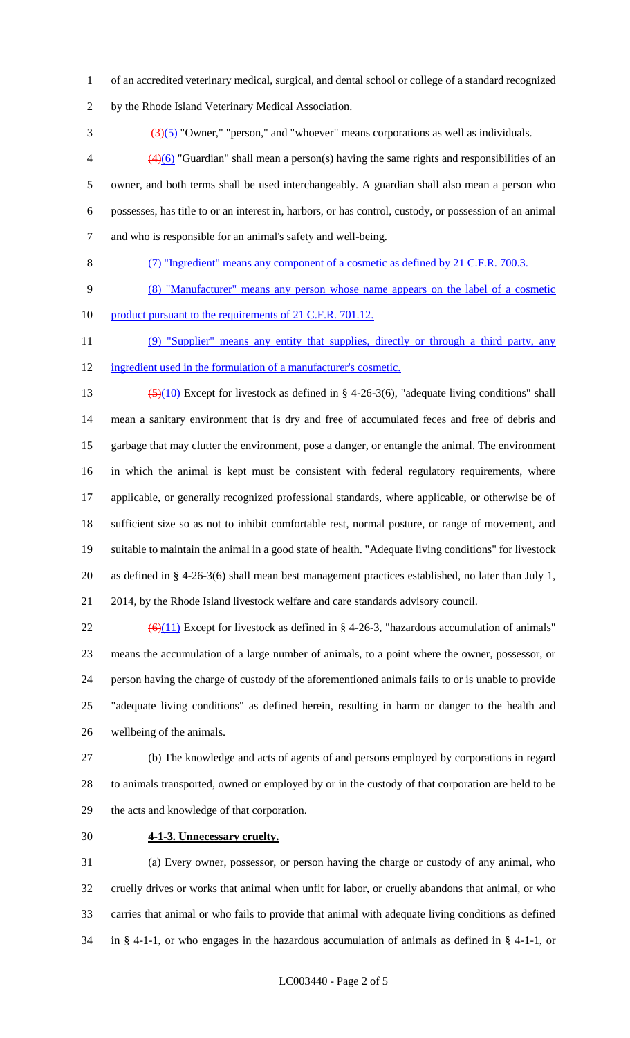of an accredited veterinary medical, surgical, and dental school or college of a standard recognized by the Rhode Island Veterinary Medical Association.

~~(3)~~(5) "Owner," "person," and "whoever" means corporations as well as individuals.

~~(4)~~(6) "Guardian" shall mean a person(s) having the same rights and responsibilities of an owner, and both terms shall be used interchangeably. A guardian shall also mean a person who possesses, has title to or an interest in, harbors, or has control, custody, or possession of an animal and who is responsible for an animal's safety and well-being.

(7) "Ingredient" means any component of a cosmetic as defined by 21 C.F.R. 700.3.

(8) "Manufacturer" means any person whose name appears on the label of a cosmetic product pursuant to the requirements of 21 C.F.R. 701.12.

(9) "Supplier" means any entity that supplies, directly or through a third party, any ingredient used in the formulation of a manufacturer's cosmetic.

~~(5)~~(10) Except for livestock as defined in § 4-26-3(6), "adequate living conditions" shall mean a sanitary environment that is dry and free of accumulated feces and free of debris and garbage that may clutter the environment, pose a danger, or entangle the animal. The environment in which the animal is kept must be consistent with federal regulatory requirements, where applicable, or generally recognized professional standards, where applicable, or otherwise be of sufficient size so as not to inhibit comfortable rest, normal posture, or range of movement, and suitable to maintain the animal in a good state of health. "Adequate living conditions" for livestock as defined in § 4-26-3(6) shall mean best management practices established, no later than July 1, 2014, by the Rhode Island livestock welfare and care standards advisory council.

~~(6)~~(11) Except for livestock as defined in § 4-26-3, "hazardous accumulation of animals" means the accumulation of a large number of animals, to a point where the owner, possessor, or person having the charge of custody of the aforementioned animals fails to or is unable to provide "adequate living conditions" as defined herein, resulting in harm or danger to the health and wellbeing of the animals.

(b) The knowledge and acts of agents of and persons employed by corporations in regard to animals transported, owned or employed by or in the custody of that corporation are held to be the acts and knowledge of that corporation.

**4-1-3. Unnecessary cruelty.**

(a) Every owner, possessor, or person having the charge or custody of any animal, who cruelly drives or works that animal when unfit for labor, or cruelly abandons that animal, or who carries that animal or who fails to provide that animal with adequate living conditions as defined in § 4-1-1, or who engages in the hazardous accumulation of animals as defined in § 4-1-1, or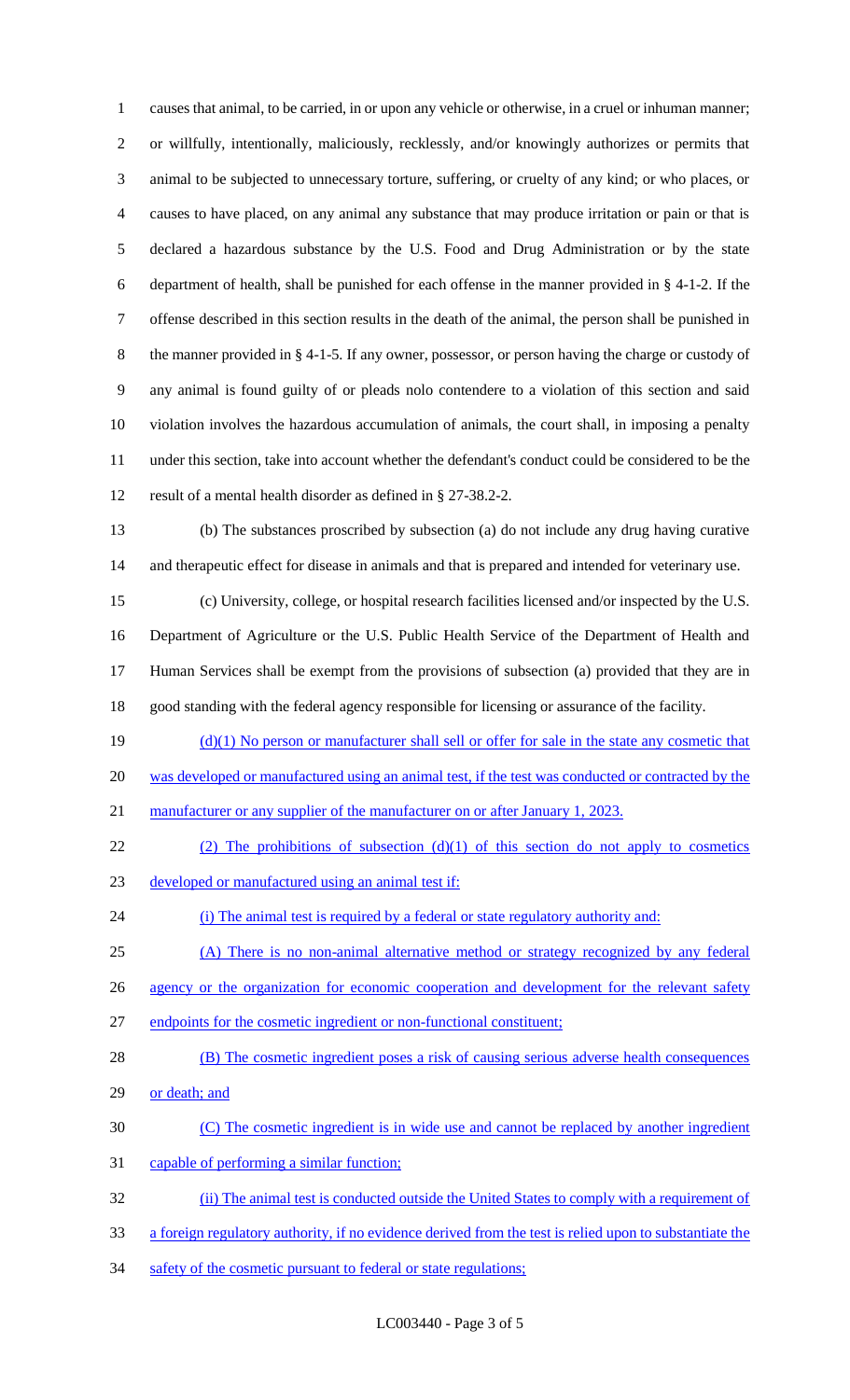causes that animal, to be carried, in or upon any vehicle or otherwise, in a cruel or inhuman manner; or willfully, intentionally, maliciously, recklessly, and/or knowingly authorizes or permits that animal to be subjected to unnecessary torture, suffering, or cruelty of any kind; or who places, or causes to have placed, on any animal any substance that may produce irritation or pain or that is declared a hazardous substance by the U.S. Food and Drug Administration or by the state department of health, shall be punished for each offense in the manner provided in § 4-1-2. If the offense described in this section results in the death of the animal, the person shall be punished in the manner provided in § 4-1-5. If any owner, possessor, or person having the charge or custody of any animal is found guilty of or pleads nolo contendere to a violation of this section and said violation involves the hazardous accumulation of animals, the court shall, in imposing a penalty under this section, take into account whether the defendant's conduct could be considered to be the result of a mental health disorder as defined in § 27-38.2-2.

(b) The substances proscribed by subsection (a) do not include any drug having curative and therapeutic effect for disease in animals and that is prepared and intended for veterinary use.

(c) University, college, or hospital research facilities licensed and/or inspected by the U.S. Department of Agriculture or the U.S. Public Health Service of the Department of Health and Human Services shall be exempt from the provisions of subsection (a) provided that they are in good standing with the federal agency responsible for licensing or assurance of the facility.

(d)(1) No person or manufacturer shall sell or offer for sale in the state any cosmetic that was developed or manufactured using an animal test, if the test was conducted or contracted by the manufacturer or any supplier of the manufacturer on or after January 1, 2023.

(2) The prohibitions of subsection (d)(1) of this section do not apply to cosmetics developed or manufactured using an animal test if:

(i) The animal test is required by a federal or state regulatory authority and:

(A) There is no non-animal alternative method or strategy recognized by any federal agency or the organization for economic cooperation and development for the relevant safety endpoints for the cosmetic ingredient or non-functional constituent;

(B) The cosmetic ingredient poses a risk of causing serious adverse health consequences or death; and

(C) The cosmetic ingredient is in wide use and cannot be replaced by another ingredient capable of performing a similar function;

(ii) The animal test is conducted outside the United States to comply with a requirement of a foreign regulatory authority, if no evidence derived from the test is relied upon to substantiate the safety of the cosmetic pursuant to federal or state regulations;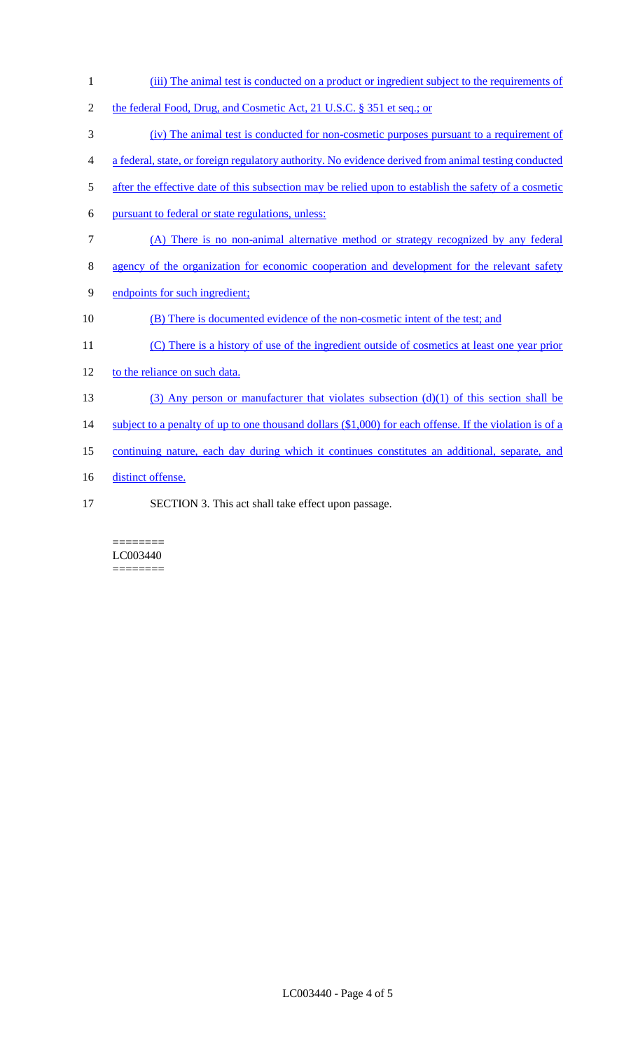(iii) The animal test is conducted on a product or ingredient subject to the requirements of the federal Food, Drug, and Cosmetic Act, 21 U.S.C. § 351 et seq.; or

(iv) The animal test is conducted for non-cosmetic purposes pursuant to a requirement of a federal, state, or foreign regulatory authority. No evidence derived from animal testing conducted after the effective date of this subsection may be relied upon to establish the safety of a cosmetic pursuant to federal or state regulations, unless:

(A) There is no non-animal alternative method or strategy recognized by any federal agency of the organization for economic cooperation and development for the relevant safety endpoints for such ingredient;

(B) There is documented evidence of the non-cosmetic intent of the test; and

(C) There is a history of use of the ingredient outside of cosmetics at least one year prior to the reliance on such data.

(3) Any person or manufacturer that violates subsection (d)(1) of this section shall be subject to a penalty of up to one thousand dollars ($1,000) for each offense. If the violation is of a continuing nature, each day during which it continues constitutes an additional, separate, and distinct offense.

SECTION 3. This act shall take effect upon passage.

========
LC003440
========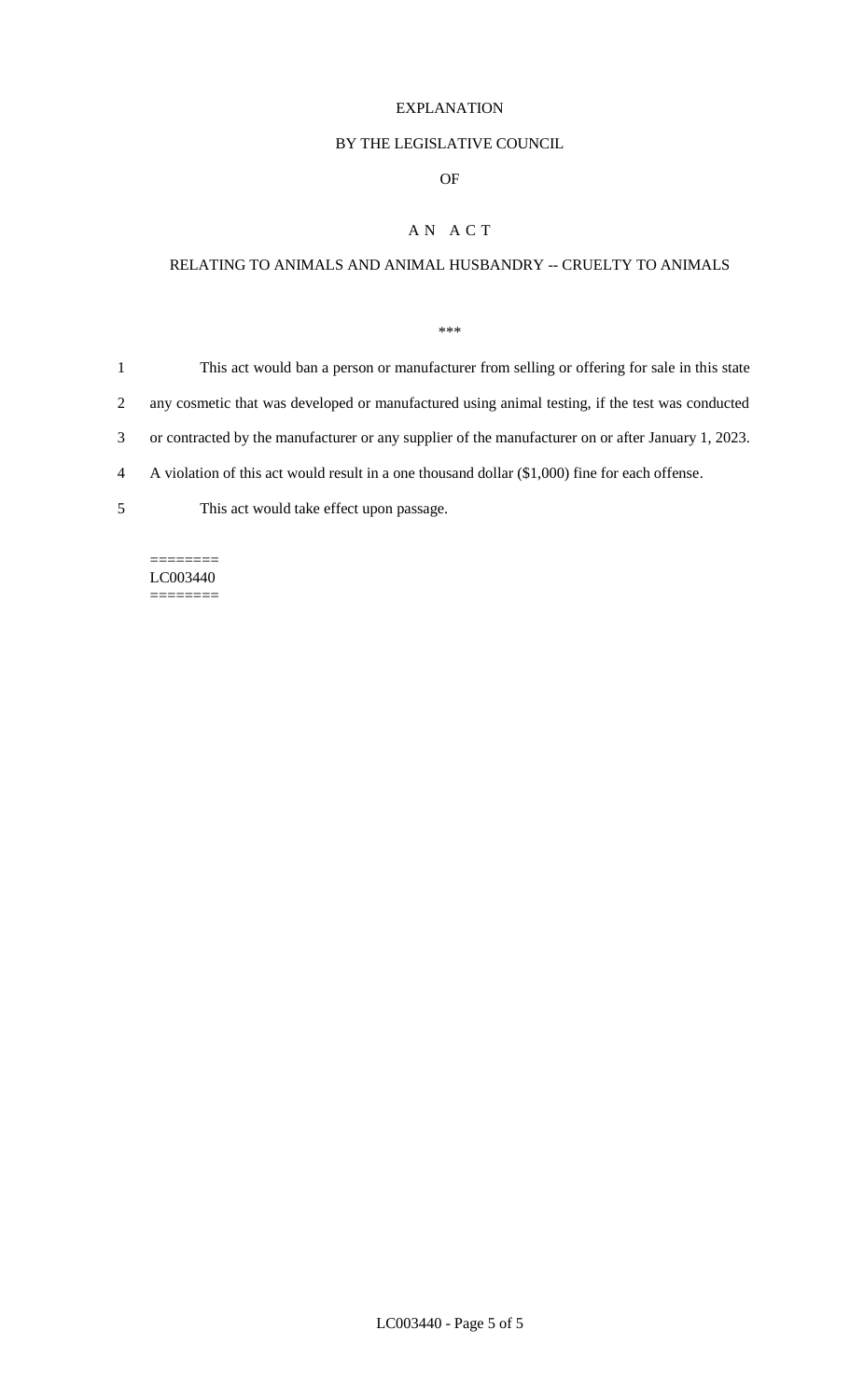EXPLANATION

BY THE LEGISLATIVE COUNCIL

OF

A N A C T

RELATING TO ANIMALS AND ANIMAL HUSBANDRY -- CRUELTY TO ANIMALS

\*\*\*

1 This act would ban a person or manufacturer from selling or offering for sale in this state
2 any cosmetic that was developed or manufactured using animal testing, if the test was conducted
3 or contracted by the manufacturer or any supplier of the manufacturer on or after January 1, 2023.
4 A violation of this act would result in a one thousand dollar ($1,000) fine for each offense.
5 This act would take effect upon passage.

========
LC003440
========